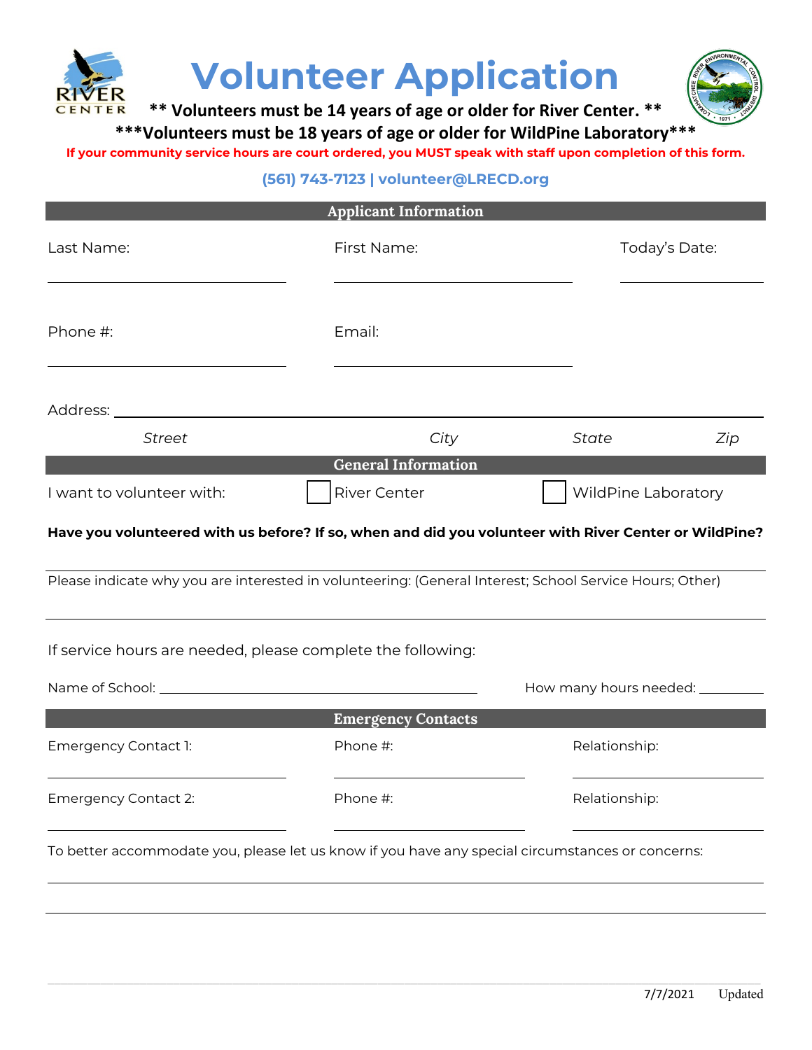# Volunteer Application

**** Volunteers must be 14 years of age or older for River Center. ****

*****Volunteers must be 18 years of age or older for WildPine Laboratory*****

**If your community service hours are court ordered, you MUST speak with staff upon completion of this form.**

**(561) 743-7123 | volunteer@LRECD.org**

## Applicant Information

Last Name: ______________________ First Name: ______________________ Today's Date: ______________

Phone #: ______________________ Email: ______________________

Address: ____________________________________________________________

*Street* *City* *State* *Zip*

## General Information

I want to volunteer with: ☐ River Center ☐ WildPine Laboratory

**Have you volunteered with us before? If so, when and did you volunteer with River Center or WildPine?**

____________________________________________________________

Please indicate why you are interested in volunteering: (General Interest; School Service Hours; Other)

____________________________________________________________

If service hours are needed, please complete the following:

Name of School: ______________________________ How many hours needed: __________

## Emergency Contacts

Emergency Contact 1: ______________________ Phone #: ______________________ Relationship: ______________________

Emergency Contact 2: ______________________ Phone #: ______________________ Relationship: ______________________

To better accommodate you, please let us know if you have any special circumstances or concerns:

____________________________________________________________

____________________________________________________________

7/7/2021 Updated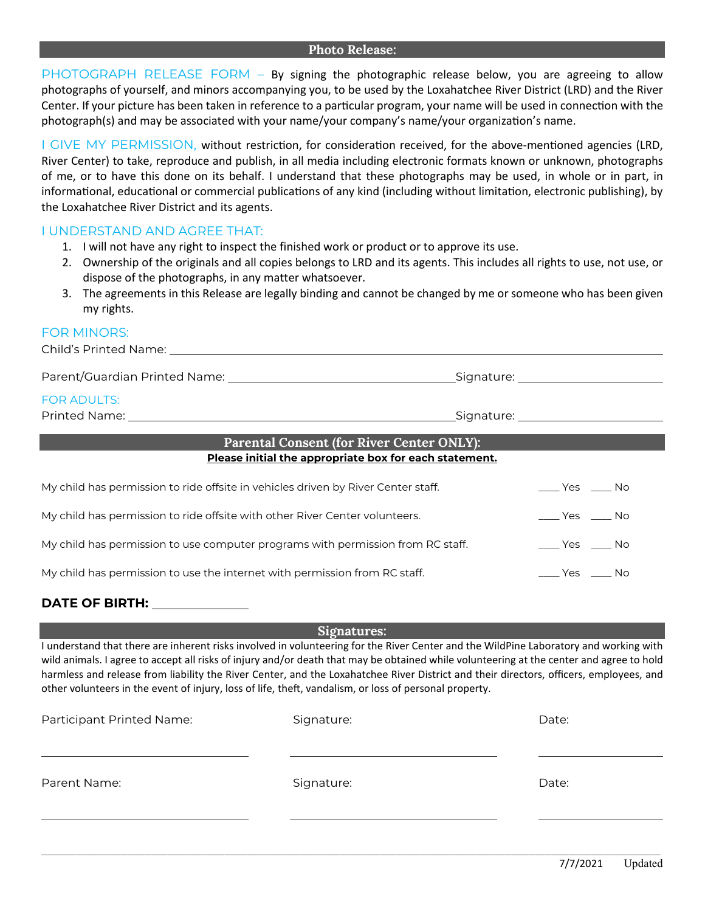## Photo Release:

PHOTOGRAPH RELEASE FORM – By signing the photographic release below, you are agreeing to allow photographs of yourself, and minors accompanying you, to be used by the Loxahatchee River District (LRD) and the River Center. If your picture has been taken in reference to a particular program, your name will be used in connection with the photograph(s) and may be associated with your name/your company's name/your organization's name.

I GIVE MY PERMISSION, without restriction, for consideration received, for the above-mentioned agencies (LRD, River Center) to take, reproduce and publish, in all media including electronic formats known or unknown, photographs of me, or to have this done on its behalf. I understand that these photographs may be used, in whole or in part, in informational, educational or commercial publications of any kind (including without limitation, electronic publishing), by the Loxahatchee River District and its agents.

I UNDERSTAND AND AGREE THAT:

1. I will not have any right to inspect the finished work or product or to approve its use.
2. Ownership of the originals and all copies belongs to LRD and its agents. This includes all rights to use, not use, or dispose of the photographs, in any matter whatsoever.
3. The agreements in this Release are legally binding and cannot be changed by me or someone who has been given my rights.

FOR MINORS:

Child's Printed Name: ______________________________________________

Parent/Guardian Printed Name: ______________________ Signature: ______________________

FOR ADULTS:

Printed Name: ______________________________ Signature: ______________________

## Parental Consent (for River Center ONLY):

**Please initial the appropriate box for each statement.**

| | |
|---|---|
| My child has permission to ride offsite in vehicles driven by River Center staff. | ____ Yes ____ No |
| My child has permission to ride offsite with other River Center volunteers. | ____ Yes ____ No |
| My child has permission to use computer programs with permission from RC staff. | ____ Yes ____ No |
| My child has permission to use the internet with permission from RC staff. | ____ Yes ____ No |

**DATE OF BIRTH:** ______________

## Signatures:

I understand that there are inherent risks involved in volunteering for the River Center and the WildPine Laboratory and working with wild animals. I agree to accept all risks of injury and/or death that may be obtained while volunteering at the center and agree to hold harmless and release from liability the River Center, and the Loxahatchee River District and their directors, officers, employees, and other volunteers in the event of injury, loss of life, theft, vandalism, or loss of personal property.

| Participant Printed Name: | Signature: | Date: |
|---|---|---|
| ______________________ | ______________________ | ______________ |

| Parent Name: | Signature: | Date: |
|---|---|---|
| ______________________ | ______________________ | ______________ |

7/7/2021 Updated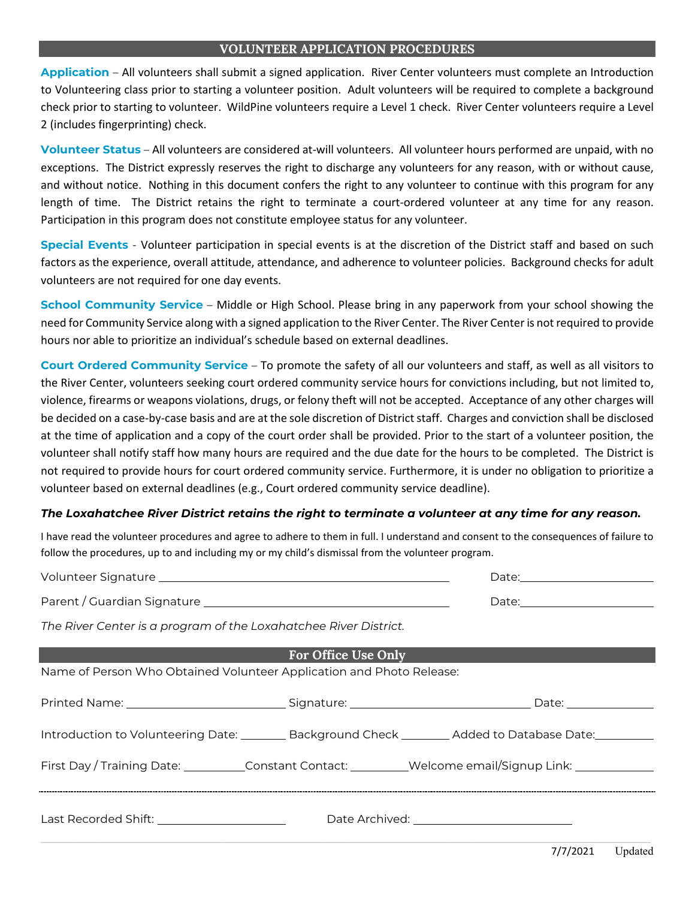## VOLUNTEER APPLICATION PROCEDURES

**Application** – All volunteers shall submit a signed application. River Center volunteers must complete an Introduction to Volunteering class prior to starting a volunteer position. Adult volunteers will be required to complete a background check prior to starting to volunteer. WildPine volunteers require a Level 1 check. River Center volunteers require a Level 2 (includes fingerprinting) check.

**Volunteer Status** – All volunteers are considered at-will volunteers. All volunteer hours performed are unpaid, with no exceptions. The District expressly reserves the right to discharge any volunteers for any reason, with or without cause, and without notice. Nothing in this document confers the right to any volunteer to continue with this program for any length of time. The District retains the right to terminate a court-ordered volunteer at any time for any reason. Participation in this program does not constitute employee status for any volunteer.

**Special Events** - Volunteer participation in special events is at the discretion of the District staff and based on such factors as the experience, overall attitude, attendance, and adherence to volunteer policies. Background checks for adult volunteers are not required for one day events.

**School Community Service** – Middle or High School. Please bring in any paperwork from your school showing the need for Community Service along with a signed application to the River Center. The River Center is not required to provide hours nor able to prioritize an individual's schedule based on external deadlines.

**Court Ordered Community Service** – To promote the safety of all our volunteers and staff, as well as all visitors to the River Center, volunteers seeking court ordered community service hours for convictions including, but not limited to, violence, firearms or weapons violations, drugs, or felony theft will not be accepted. Acceptance of any other charges will be decided on a case-by-case basis and are at the sole discretion of District staff. Charges and conviction shall be disclosed at the time of application and a copy of the court order shall be provided. Prior to the start of a volunteer position, the volunteer shall notify staff how many hours are required and the due date for the hours to be completed. The District is not required to provide hours for court ordered community service. Furthermore, it is under no obligation to prioritize a volunteer based on external deadlines (e.g., Court ordered community service deadline).

***The Loxahatchee River District retains the right to terminate a volunteer at any time for any reason.***

I have read the volunteer procedures and agree to adhere to them in full. I understand and consent to the consequences of failure to follow the procedures, up to and including my or my child's dismissal from the volunteer program.

Volunteer Signature ______________________________ Date: ______________

Parent / Guardian Signature ______________________________ Date: ______________

*The River Center is a program of the Loxahatchee River District.*

## For Office Use Only

Name of Person Who Obtained Volunteer Application and Photo Release:

Printed Name: ________________ Signature: ________________ Date: __________

Introduction to Volunteering Date: _______ Background Check _______ Added to Database Date: _______

First Day / Training Date: _______ Constant Contact: _______ Welcome email/Signup Link: _______

---

Last Recorded Shift: ______________ Date Archived: ______________

7/7/2021 Updated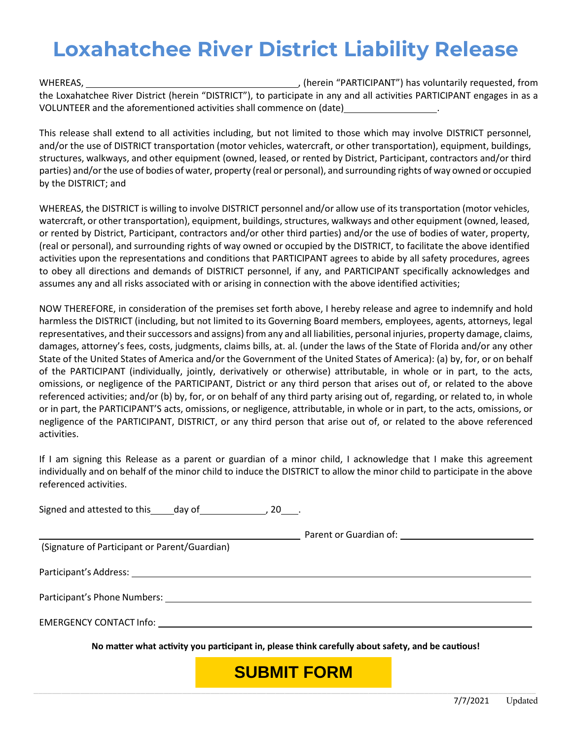# Loxahatchee River District Liability Release

WHEREAS, \_\_\_\_\_\_\_\_\_\_\_\_\_\_\_\_\_\_\_\_\_\_\_\_\_\_\_\_\_\_\_\_\_\_\_\_\_\_, (herein "PARTICIPANT") has voluntarily requested, from the Loxahatchee River District (herein "DISTRICT"), to participate in any and all activities PARTICIPANT engages in as a VOLUNTEER and the aforementioned activities shall commence on (date)\_\_\_\_\_\_\_\_\_\_\_\_\_\_\_\_\_\_.

This release shall extend to all activities including, but not limited to those which may involve DISTRICT personnel, and/or the use of DISTRICT transportation (motor vehicles, watercraft, or other transportation), equipment, buildings, structures, walkways, and other equipment (owned, leased, or rented by District, Participant, contractors and/or third parties) and/or the use of bodies of water, property (real or personal), and surrounding rights of way owned or occupied by the DISTRICT; and

WHEREAS, the DISTRICT is willing to involve DISTRICT personnel and/or allow use of its transportation (motor vehicles, watercraft, or other transportation), equipment, buildings, structures, walkways and other equipment (owned, leased, or rented by District, Participant, contractors and/or other third parties) and/or the use of bodies of water, property, (real or personal), and surrounding rights of way owned or occupied by the DISTRICT, to facilitate the above identified activities upon the representations and conditions that PARTICIPANT agrees to abide by all safety procedures, agrees to obey all directions and demands of DISTRICT personnel, if any, and PARTICIPANT specifically acknowledges and assumes any and all risks associated with or arising in connection with the above identified activities;

NOW THEREFORE, in consideration of the premises set forth above, I hereby release and agree to indemnify and hold harmless the DISTRICT (including, but not limited to its Governing Board members, employees, agents, attorneys, legal representatives, and their successors and assigns) from any and all liabilities, personal injuries, property damage, claims, damages, attorney's fees, costs, judgments, claims bills, at. al. (under the laws of the State of Florida and/or any other State of the United States of America and/or the Government of the United States of America): (a) by, for, or on behalf of the PARTICIPANT (individually, jointly, derivatively or otherwise) attributable, in whole or in part, to the acts, omissions, or negligence of the PARTICIPANT, District or any third person that arises out of, or related to the above referenced activities; and/or (b) by, for, or on behalf of any third party arising out of, regarding, or related to, in whole or in part, the PARTICIPANT'S acts, omissions, or negligence, attributable, in whole or in part, to the acts, omissions, or negligence of the PARTICIPANT, DISTRICT, or any third person that arise out of, or related to the above referenced activities.

If I am signing this Release as a parent or guardian of a minor child, I acknowledge that I make this agreement individually and on behalf of the minor child to induce the DISTRICT to allow the minor child to participate in the above referenced activities.

Signed and attested to this\_\_\_\_\_day of\_\_\_\_\_\_\_\_\_\_\_\_\_, 20\_\_\_\_.

\_\_\_\_\_\_\_\_\_\_\_\_\_\_\_\_\_\_\_\_\_\_\_\_\_\_\_\_\_\_\_\_\_\_\_\_\_\_\_\_\_\_\_\_ Parent or Guardian of: \_\_\_\_\_\_\_\_\_\_\_\_\_\_\_\_\_\_\_\_\_\_\_\_\_\_\_
(Signature of Participant or Parent/Guardian)

Participant's Address: \_\_\_\_\_\_\_\_\_\_\_\_\_\_\_\_\_\_\_\_\_\_\_\_\_\_\_\_\_\_\_\_\_\_\_\_\_\_\_\_\_\_\_\_\_\_\_\_\_\_\_\_\_\_\_\_\_\_\_\_\_\_\_\_\_\_\_\_

Participant's Phone Numbers: \_\_\_\_\_\_\_\_\_\_\_\_\_\_\_\_\_\_\_\_\_\_\_\_\_\_\_\_\_\_\_\_\_\_\_\_\_\_\_\_\_\_\_\_\_\_\_\_\_\_\_\_\_\_\_\_\_\_\_\_\_\_

EMERGENCY CONTACT Info: \_\_\_\_\_\_\_\_\_\_\_\_\_\_\_\_\_\_\_\_\_\_\_\_\_\_\_\_\_\_\_\_\_\_\_\_\_\_\_\_\_\_\_\_\_\_\_\_\_\_\_\_\_\_\_\_\_\_\_\_\_\_\_\_

**No matter what activity you participant in, please think carefully about safety, and be cautious!**

**SUBMIT FORM**

7/7/2021 Updated